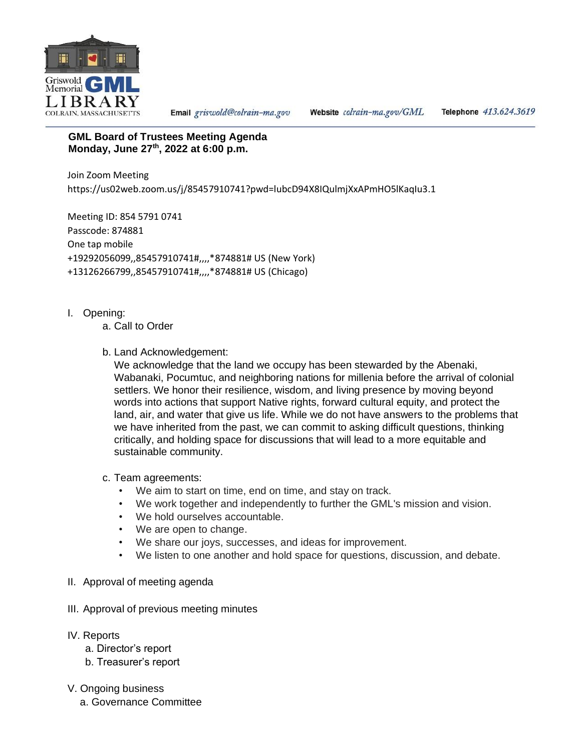Griswold Memorial **GML** LIBRARY
COLRAIN, MASSACHUSETTS

Email *griswold@colrain-ma.gov* Website *colrain-ma.gov/GML* Telephone *413.624.3619*

**GML Board of Trustees Meeting Agenda**
**Monday, June 27th, 2022 at 6:00 p.m.**

Join Zoom Meeting
https://us02web.zoom.us/j/85457910741?pwd=lubcD94X8IQulmjXxAPmHO5lKaqIu3.1

Meeting ID: 854 5791 0741
Passcode: 874881
One tap mobile
+19292056099,,85457910741#,,,,*874881# US (New York)
+13126266799,,85457910741#,,,,*874881# US (Chicago)

I. Opening:
  a. Call to Order

  b. Land Acknowledgement:
  We acknowledge that the land we occupy has been stewarded by the Abenaki, Wabanaki, Pocumtuc, and neighboring nations for millenia before the arrival of colonial settlers. We honor their resilience, wisdom, and living presence by moving beyond words into actions that support Native rights, forward cultural equity, and protect the land, air, and water that give us life. While we do not have answers to the problems that we have inherited from the past, we can commit to asking difficult questions, thinking critically, and holding space for discussions that will lead to a more equitable and sustainable community.

  c. Team agreements:
  - We aim to start on time, end on time, and stay on track.
  - We work together and independently to further the GML's mission and vision.
  - We hold ourselves accountable.
  - We are open to change.
  - We share our joys, successes, and ideas for improvement.
  - We listen to one another and hold space for questions, discussion, and debate.

II. Approval of meeting agenda

III. Approval of previous meeting minutes

IV. Reports
  a. Director's report
  b. Treasurer's report

V. Ongoing business
  a. Governance Committee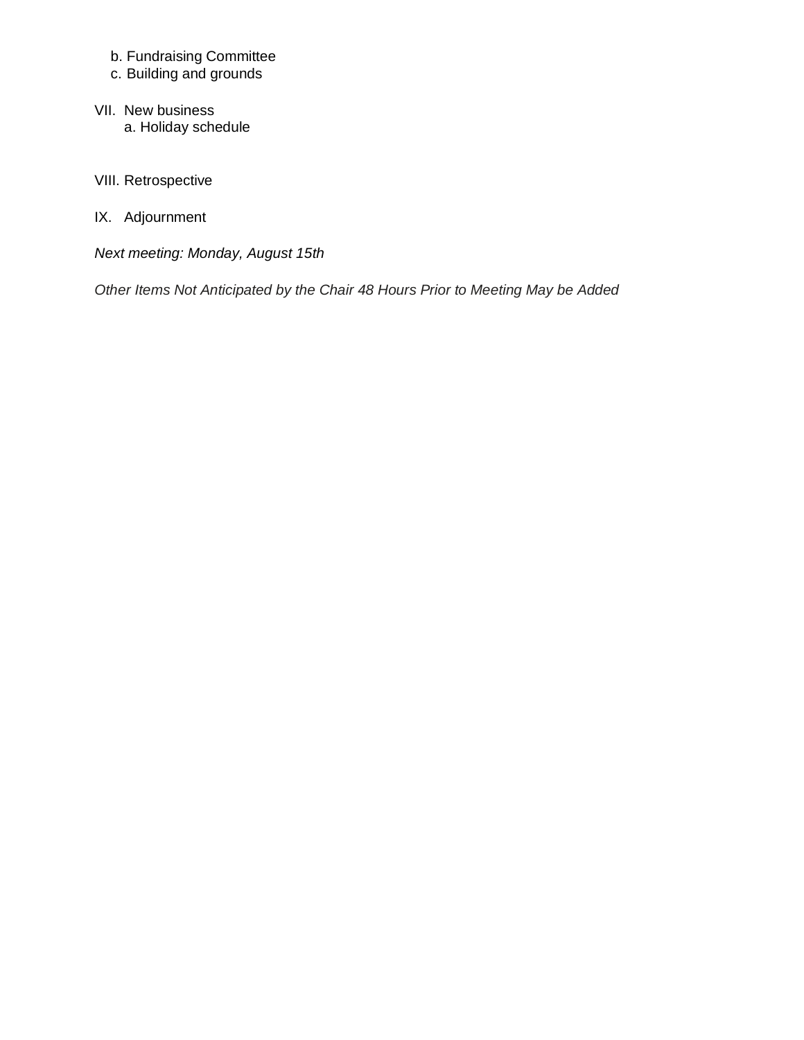b. Fundraising Committee
c. Building and grounds

VII. New business
   a. Holiday schedule

VIII. Retrospective

IX. Adjournment

*Next meeting: Monday, August 15th*

*Other Items Not Anticipated by the Chair 48 Hours Prior to Meeting May be Added*